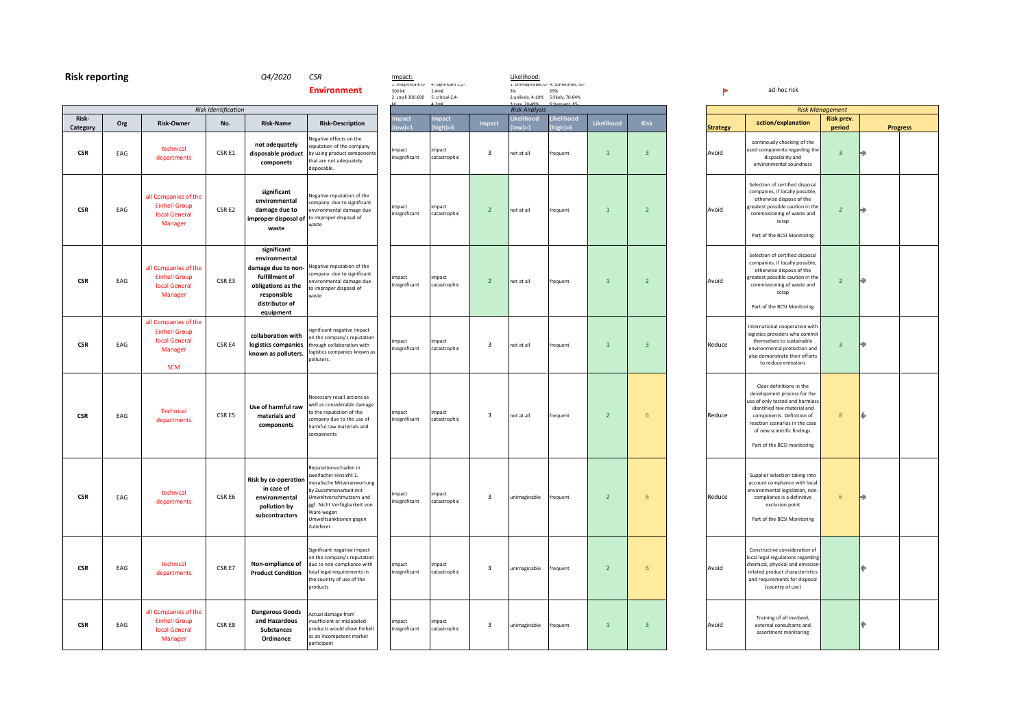## Risk reporting

Q4/2020 CSR

**Environment**

Impact:
1: insignificant 0-300 k€
2: small 300-600 k€
4: significant 1,2-2,4m€
5: critical 2,4-4,2m€

Likelihood:
1: unimaginable, 0-3%
2: unlikely, 4-10%
3: rare, 20-49%
4: sometimes, 50-69%
5: likely, 70-84%
6: frequent, 85-

ad-hoc risk

| Risk Identification | | | | | | Risk Analysis | | | | | | | | Risk Management | | | |
|---|---|---|---|---|---|---|---|---|---|---|---|---|---|---|---|---|---|
| Risk-Category | Org | Risk-Owner | No. | Risk-Name | Risk-Description | Impact (low)=1 | Impact (high)=6 | Impact | Likelihood (low)=1 | Likelihood (high)=6 | Likelihood | Risk | Strategy | action/explanation | Risk prev. period | Progress | |
| CSR | EAG | technical departments | CSR E1 | **not adequately disposable product componets** | Negative effects on the reputation of the company by using product components that are not adequately disposable. | impact insignificant | impact catastrophic | 3 | not at all | frequent | 1 | 3 | Avoid | continously checking of the used components regarding the disposibility and environmental soundness | 3 | ➔ | |
| CSR | EAG | all Companies of the Einhell Group local General Manager | CSR E2 | **significant environmental damage due to improper disposal of waste** | Negative reputation of the company due to significant environmental damage due to improper disposal of waste | impact insignificant | impact catastrophic | 2 | not at all | frequent | 1 | 2 | Avoid | Selection of certified disposal companies, if locally possible, otherwise dispose of the greatest possible caution in the commissioning of waste and scrap<br><br>Part of the BCSI Monitoring | 2 | ➔ | |
| CSR | EAG | all Companies of the Einhell Group local General Manager | CSR E3 | **significant environmental damage due to non-fulfillment of obligations as the responsible distributor of equipment** | Negative reputation of the company due to significant environmental damage due to improper disposal of waste | impact insignificant | impact catastrophic | 2 | not at all | frequent | 1 | 2 | Avoid | Selection of certified disposal companies, if locally possible, otherwise dispose of the greatest possible caution in the commissioning of waste and scrap<br><br>Part of the BCSI Monitoring | 2 | ➔ | |
| CSR | EAG | all Companies of the Einhell Group local General Manager<br><br>SCM | CSR E4 | **collaboration with logistics companies known as polluters.** | significant negative impact on the company's reputation through collaboration with logistics companies known as polluters. | impact insignificant | impact catastrophic | 3 | not at all | frequent | 1 | 3 | Reduce | International cooperation with logistics providers who commit themselves to sustainable environmental protection and also demonstrate their efforts to reduce emissions | 3 | ➔ | |
| CSR | EAG | Technical departments | CSR E5 | **Use of harmful raw materials and components** | Necessary recall actions as well as considerable damage to the reputation of the company due to the use of harmful raw materials and components | impact insignificant | impact catastrophic | 3 | not at all | frequent | 2 | 6 | Reduce | Clear definitions in the development process for the use of only tested and harmless identified raw material and components. Definition of reaction scenarios in the case of new scientific findings.<br><br>Part of the BCSI monitoring | 8 | ↓ | |
| CSR | EAG | technical departments | CSR E6 | **Risk by co-operation in case of environmental pollution by subcontractors** | Reputationsschaden in zweifacher Hinsicht 1. moralische Mitverantwortung by Zusammenarbeit mit Umweltverschmutzern und ggf. Nicht Verfügbarkeit von Ware wegen Umweltsanktionen gegen Zulieferer | impact insignificant | impact catastrophic | 3 | unimaginable | frequent | 2 | 6 | Reduce | Supplier selection taking into account compliance with local environmental legislation, non-compliance is a definitive exclusion point<br><br>Part of the BCSI Monitoring | 6 | ➔ | |
| CSR | EAG | technical departments | CSR E7 | **Non-ompliance of Product Condition** | Significant negative impact on the company's reputation due to non-compliance with local legal requirements in the country of use of the products | impact insignificant | impact catastrophic | 3 | unimaginable | frequent | 2 | 6 | Avoid | Constructive consideration of local legal regulations regarding chemical, physical and emission-related product characteristics and requirements for disposal (country of use) | | ↑ | |
| CSR | EAG | all Companies of the Einhell Group local General Manager | CSR E8 | **Dangerous Goods and Hazardous Substances Ordinance** | Actual damage from insufficient or mislabeled products would show Einhell as an incompetent market participant | impact insignificant | impact catastrophic | 3 | unimaginable | frequent | 1 | 3 | Avoid | Training of all involved, external consultants and assortment monitoring | | ↑ | |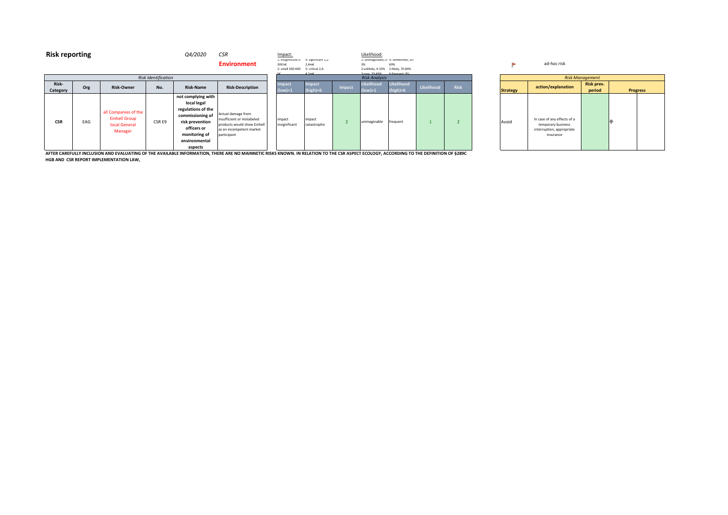# Risk reporting

*Q4/2020* *CSR*

**Environment**

Impact:
1: insignificant 0-300 k€ 4: significant 1,2-2,4m€
2: small 300-600 k€ 5: critical 2,4-4,2m€

Likelihood:
1: unimaginable, 0-3% 4: sometimes, 50-69%
2:unlikely, 4-10% 5:likely, 70-84%
3:rare, 20-49% 6:frequent, 85-

ad-hoc risk

| *Risk Identification* | | | | | | *Risk Analysis* | | | | | | | | *Risk Management* | | | |
|---|---|---|---|---|---|---|---|---|---|---|---|---|---|---|---|---|---|
| Risk-Category | Org | Risk-Owner | No. | Risk-Name | Risk-Description | Impact (low)=1 | Impact (high)=6 | Impact | Likelihood (low)=1 | Likelihood (high)=6 | Likelihood | Risk | Strategy | action/explanation | Risk prev. period | Progress | |
| **CSR** | EAG | all Companies of the Einhell Group local General Manager | CSR E9 | **not complying with local legal regulations of the commissioning of risk prevention officers or monitoring of environmental aspects** | Actual damage from insufficient or mislabeled products would show Einhell as an incompetent market participant | impact insignificant | impact catastrophic | 2 | unimaginable | frequent | 1 | 2 | Avoid | In case of any effects of a temporary business interruption, appropriate insurance | | ↑ | |

**AFTER CAREFULLY INCLUSION AND EVALUATING OF THE AVAILABLE INFORMATION, THERE ARE NO MAINNETIC RISKS KNOWN. IN RELATION TO THE CSR ASPECT ECOLOGY, ACCORDING TO THE DEFINITION OF §289C HGB AND CSR REPORT IMPLEMENTATION LAW,**